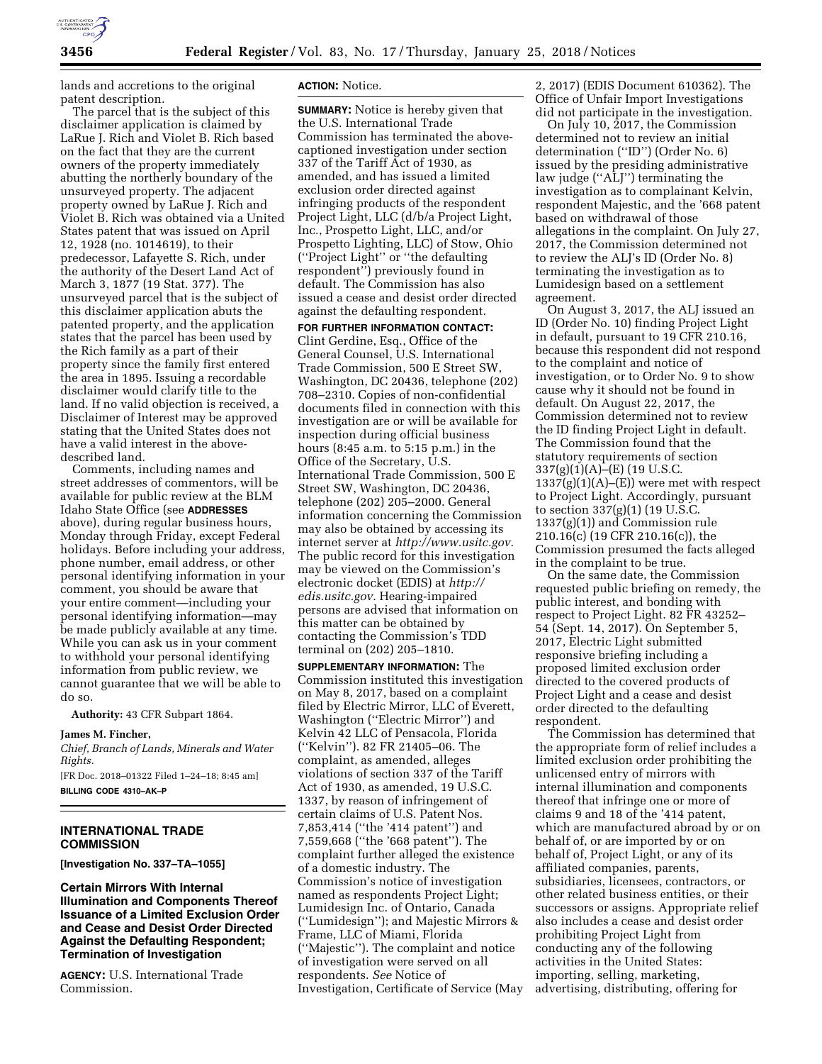lands and accretions to the original patent description.

The parcel that is the subject of this disclaimer application is claimed by LaRue J. Rich and Violet B. Rich based on the fact that they are the current owners of the property immediately abutting the northerly boundary of the unsurveyed property. The adjacent property owned by LaRue J. Rich and Violet B. Rich was obtained via a United States patent that was issued on April 12, 1928 (no. 1014619), to their predecessor, Lafayette S. Rich, under the authority of the Desert Land Act of March 3, 1877 (19 Stat. 377). The unsurveyed parcel that is the subject of this disclaimer application abuts the patented property, and the application states that the parcel has been used by the Rich family as a part of their property since the family first entered the area in 1895. Issuing a recordable disclaimer would clarify title to the land. If no valid objection is received, a Disclaimer of Interest may be approved stating that the United States does not have a valid interest in the above-described land.

Comments, including names and street addresses of commentors, will be available for public review at the BLM Idaho State Office (see **ADDRESSES** above), during regular business hours, Monday through Friday, except Federal holidays. Before including your address, phone number, email address, or other personal identifying information in your comment, you should be aware that your entire comment—including your personal identifying information—may be made publicly available at any time. While you can ask us in your comment to withhold your personal identifying information from public review, we cannot guarantee that we will be able to do so.

**Authority:** 43 CFR Subpart 1864.

**James M. Fincher,**

*Chief, Branch of Lands, Minerals and Water Rights.*

[FR Doc. 2018–01322 Filed 1–24–18; 8:45 am]

**BILLING CODE 4310–AK–P**

## INTERNATIONAL TRADE COMMISSION

**[Investigation No. 337–TA–1055]**

### Certain Mirrors With Internal Illumination and Components Thereof Issuance of a Limited Exclusion Order and Cease and Desist Order Directed Against the Defaulting Respondent; Termination of Investigation

**AGENCY:** U.S. International Trade Commission.

**ACTION:** Notice.

**SUMMARY:** Notice is hereby given that the U.S. International Trade Commission has terminated the above-captioned investigation under section 337 of the Tariff Act of 1930, as amended, and has issued a limited exclusion order directed against infringing products of the respondent Project Light, LLC (d/b/a Project Light, Inc., Prospetto Light, LLC, and/or Prospetto Lighting, LLC) of Stow, Ohio (''Project Light'' or ''the defaulting respondent'') previously found in default. The Commission has also issued a cease and desist order directed against the defaulting respondent.

**FOR FURTHER INFORMATION CONTACT:** Clint Gerdine, Esq., Office of the General Counsel, U.S. International Trade Commission, 500 E Street SW, Washington, DC 20436, telephone (202) 708–2310. Copies of non-confidential documents filed in connection with this investigation are or will be available for inspection during official business hours (8:45 a.m. to 5:15 p.m.) in the Office of the Secretary, U.S. International Trade Commission, 500 E Street SW, Washington, DC 20436, telephone (202) 205–2000. General information concerning the Commission may also be obtained by accessing its internet server at *http://www.usitc.gov.* The public record for this investigation may be viewed on the Commission's electronic docket (EDIS) at *http://edis.usitc.gov.* Hearing-impaired persons are advised that information on this matter can be obtained by contacting the Commission's TDD terminal on (202) 205–1810.

**SUPPLEMENTARY INFORMATION:** The Commission instituted this investigation on May 8, 2017, based on a complaint filed by Electric Mirror, LLC of Everett, Washington (''Electric Mirror'') and Kelvin 42 LLC of Pensacola, Florida (''Kelvin''). 82 FR 21405–06. The complaint, as amended, alleges violations of section 337 of the Tariff Act of 1930, as amended, 19 U.S.C. 1337, by reason of infringement of certain claims of U.S. Patent Nos. 7,853,414 (''the '414 patent'') and 7,559,668 (''the '668 patent''). The complaint further alleged the existence of a domestic industry. The Commission's notice of investigation named as respondents Project Light; Lumidesign Inc. of Ontario, Canada (''Lumidesign''); and Majestic Mirrors & Frame, LLC of Miami, Florida (''Majestic''). The complaint and notice of investigation were served on all respondents. *See* Notice of Investigation, Certificate of Service (May 2, 2017) (EDIS Document 610362). The Office of Unfair Import Investigations did not participate in the investigation.

On July 10, 2017, the Commission determined not to review an initial determination (''ID'') (Order No. 6) issued by the presiding administrative law judge (''ALJ'') terminating the investigation as to complainant Kelvin, respondent Majestic, and the '668 patent based on withdrawal of those allegations in the complaint. On July 27, 2017, the Commission determined not to review the ALJ's ID (Order No. 8) terminating the investigation as to Lumidesign based on a settlement agreement.

On August 3, 2017, the ALJ issued an ID (Order No. 10) finding Project Light in default, pursuant to 19 CFR 210.16, because this respondent did not respond to the complaint and notice of investigation, or to Order No. 9 to show cause why it should not be found in default. On August 22, 2017, the Commission determined not to review the ID finding Project Light in default. The Commission found that the statutory requirements of section 337(g)(1)(A)–(E) (19 U.S.C. 1337(g)(1)(A)–(E)) were met with respect to Project Light. Accordingly, pursuant to section 337(g)(1) (19 U.S.C. 1337(g)(1)) and Commission rule 210.16(c) (19 CFR 210.16(c)), the Commission presumed the facts alleged in the complaint to be true.

On the same date, the Commission requested public briefing on remedy, the public interest, and bonding with respect to Project Light. 82 FR 43252–54 (Sept. 14, 2017). On September 5, 2017, Electric Light submitted responsive briefing including a proposed limited exclusion order directed to the covered products of Project Light and a cease and desist order directed to the defaulting respondent.

The Commission has determined that the appropriate form of relief includes a limited exclusion order prohibiting the unlicensed entry of mirrors with internal illumination and components thereof that infringe one or more of claims 9 and 18 of the '414 patent, which are manufactured abroad by or on behalf of, or are imported by or on behalf of, Project Light, or any of its affiliated companies, parents, subsidiaries, licensees, contractors, or other related business entities, or their successors or assigns. Appropriate relief also includes a cease and desist order prohibiting Project Light from conducting any of the following activities in the United States: importing, selling, marketing, advertising, distributing, offering for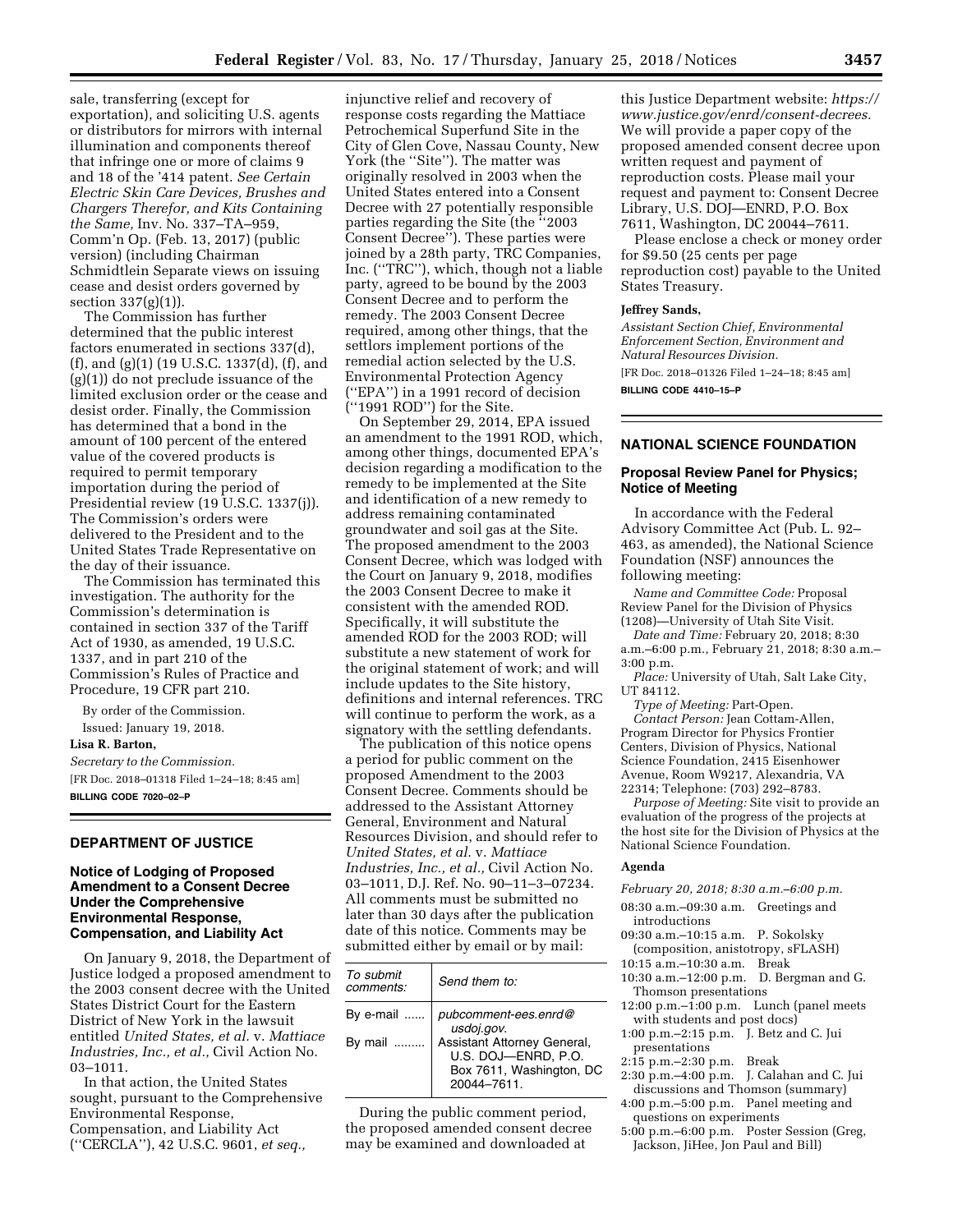sale, transferring (except for exportation), and soliciting U.S. agents or distributors for mirrors with internal illumination and components thereof that infringe one or more of claims 9 and 18 of the '414 patent. *See Certain Electric Skin Care Devices, Brushes and Chargers Therefor, and Kits Containing the Same,* Inv. No. 337–TA–959, Comm'n Op. (Feb. 13, 2017) (public version) (including Chairman Schmidtlein Separate views on issuing cease and desist orders governed by section 337(g)(1)).

The Commission has further determined that the public interest factors enumerated in sections 337(d), (f), and (g)(1) (19 U.S.C. 1337(d), (f), and (g)(1)) do not preclude issuance of the limited exclusion order or the cease and desist order. Finally, the Commission has determined that a bond in the amount of 100 percent of the entered value of the covered products is required to permit temporary importation during the period of Presidential review (19 U.S.C. 1337(j)). The Commission's orders were delivered to the President and to the United States Trade Representative on the day of their issuance.

The Commission has terminated this investigation. The authority for the Commission's determination is contained in section 337 of the Tariff Act of 1930, as amended, 19 U.S.C. 1337, and in part 210 of the Commission's Rules of Practice and Procedure, 19 CFR part 210.

By order of the Commission.

Issued: January 19, 2018.

**Lisa R. Barton,**

*Secretary to the Commission.*

[FR Doc. 2018–01318 Filed 1–24–18; 8:45 am]

**BILLING CODE 7020–02–P**

## DEPARTMENT OF JUSTICE

### Notice of Lodging of Proposed Amendment to a Consent Decree Under the Comprehensive Environmental Response, Compensation, and Liability Act

On January 9, 2018, the Department of Justice lodged a proposed amendment to the 2003 consent decree with the United States District Court for the Eastern District of New York in the lawsuit entitled *United States, et al.* v. *Mattiace Industries, Inc., et al.,* Civil Action No. 03–1011.

In that action, the United States sought, pursuant to the Comprehensive Environmental Response, Compensation, and Liability Act (''CERCLA''), 42 U.S.C. 9601, *et seq.,* injunctive relief and recovery of response costs regarding the Mattiace Petrochemical Superfund Site in the City of Glen Cove, Nassau County, New York (the ''Site''). The matter was originally resolved in 2003 when the United States entered into a Consent Decree with 27 potentially responsible parties regarding the Site (the ''2003 Consent Decree''). These parties were joined by a 28th party, TRC Companies, Inc. (''TRC''), which, though not a liable party, agreed to be bound by the 2003 Consent Decree and to perform the remedy. The 2003 Consent Decree required, among other things, that the settlors implement portions of the remedial action selected by the U.S. Environmental Protection Agency (''EPA'') in a 1991 record of decision (''1991 ROD'') for the Site.

On September 29, 2014, EPA issued an amendment to the 1991 ROD, which, among other things, documented EPA's decision regarding a modification to the remedy to be implemented at the Site and identification of a new remedy to address remaining contaminated groundwater and soil gas at the Site. The proposed amendment to the 2003 Consent Decree, which was lodged with the Court on January 9, 2018, modifies the 2003 Consent Decree to make it consistent with the amended ROD. Specifically, it will substitute the amended ROD for the 2003 ROD; will substitute a new statement of work for the original statement of work; and will include updates to the Site history, definitions and internal references. TRC will continue to perform the work, as a signatory with the settling defendants.

The publication of this notice opens a period for public comment on the proposed Amendment to the 2003 Consent Decree. Comments should be addressed to the Assistant Attorney General, Environment and Natural Resources Division, and should refer to *United States, et al.* v. *Mattiace Industries, Inc., et al.,* Civil Action No. 03–1011, D.J. Ref. No. 90–11–3–07234. All comments must be submitted no later than 30 days after the publication date of this notice. Comments may be submitted either by email or by mail:

| To submit comments: | Send them to: |
|---|---|
| By e-mail ...... | *pubcomment-ees.enrd@usdoj.gov.* |
| By mail ......... | Assistant Attorney General, U.S. DOJ—ENRD, P.O. Box 7611, Washington, DC 20044–7611. |

During the public comment period, the proposed amended consent decree may be examined and downloaded at this Justice Department website: *https://www.justice.gov/enrd/consent-decrees.* We will provide a paper copy of the proposed amended consent decree upon written request and payment of reproduction costs. Please mail your request and payment to: Consent Decree Library, U.S. DOJ—ENRD, P.O. Box 7611, Washington, DC 20044–7611.

Please enclose a check or money order for $9.50 (25 cents per page reproduction cost) payable to the United States Treasury.

**Jeffrey Sands,**

*Assistant Section Chief, Environmental Enforcement Section, Environment and Natural Resources Division.*

[FR Doc. 2018–01326 Filed 1–24–18; 8:45 am]

**BILLING CODE 4410–15–P**

## NATIONAL SCIENCE FOUNDATION

### Proposal Review Panel for Physics; Notice of Meeting

In accordance with the Federal Advisory Committee Act (Pub. L. 92–463, as amended), the National Science Foundation (NSF) announces the following meeting:

*Name and Committee Code:* Proposal Review Panel for the Division of Physics (1208)—University of Utah Site Visit.

*Date and Time:* February 20, 2018; 8:30 a.m.–6:00 p.m., February 21, 2018; 8:30 a.m.–3:00 p.m.

*Place:* University of Utah, Salt Lake City, UT 84112.

*Type of Meeting:* Part-Open.

*Contact Person:* Jean Cottam-Allen, Program Director for Physics Frontier Centers, Division of Physics, National Science Foundation, 2415 Eisenhower Avenue, Room W9217, Alexandria, VA 22314; Telephone: (703) 292–8783.

*Purpose of Meeting:* Site visit to provide an evaluation of the progress of the projects at the host site for the Division of Physics at the National Science Foundation.

#### Agenda

*February 20, 2018; 8:30 a.m.–6:00 p.m.*

08:30 a.m.–09:30 a.m. Greetings and introductions
09:30 a.m.–10:15 a.m. P. Sokolsky (composition, anistotropy, sFLASH)
10:15 a.m.–10:30 a.m. Break
10:30 a.m.–12:00 p.m. D. Bergman and G. Thomson presentations
12:00 p.m.–1:00 p.m. Lunch (panel meets with students and post docs)
1:00 p.m.–2:15 p.m. J. Betz and C. Jui presentations
2:15 p.m.–2:30 p.m. Break
2:30 p.m.–4:00 p.m. J. Calahan and C. Jui discussions and Thomson (summary)
4:00 p.m.–5:00 p.m. Panel meeting and questions on experiments
5:00 p.m.–6:00 p.m. Poster Session (Greg, Jackson, JiHee, Jon Paul and Bill)